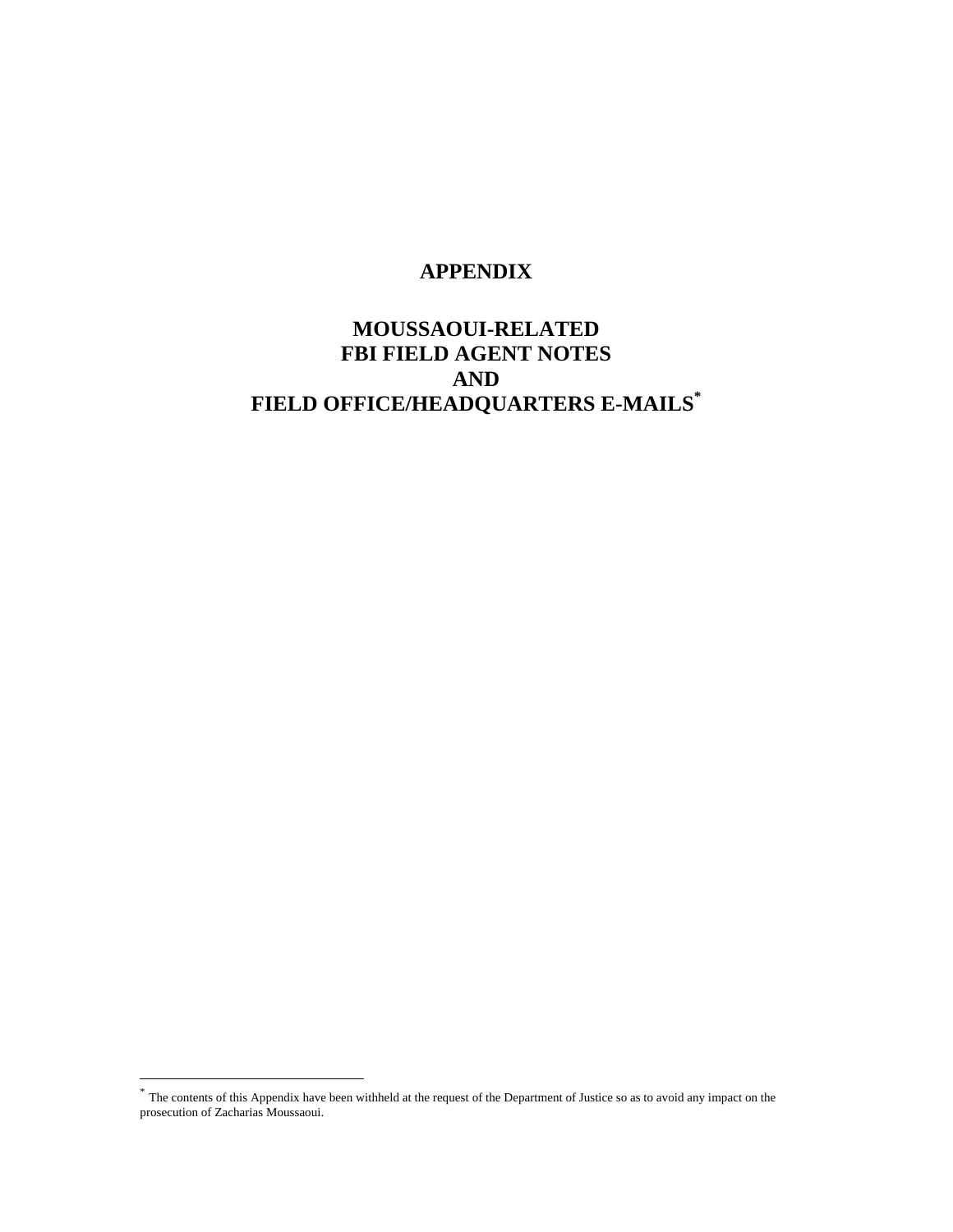# APPENDIX

## MOUSSAOUI-RELATED FBI FIELD AGENT NOTES AND FIELD OFFICE/HEADQUARTERS E-MAILS*

---

* The contents of this Appendix have been withheld at the request of the Department of Justice so as to avoid any impact on the prosecution of Zacharias Moussaoui.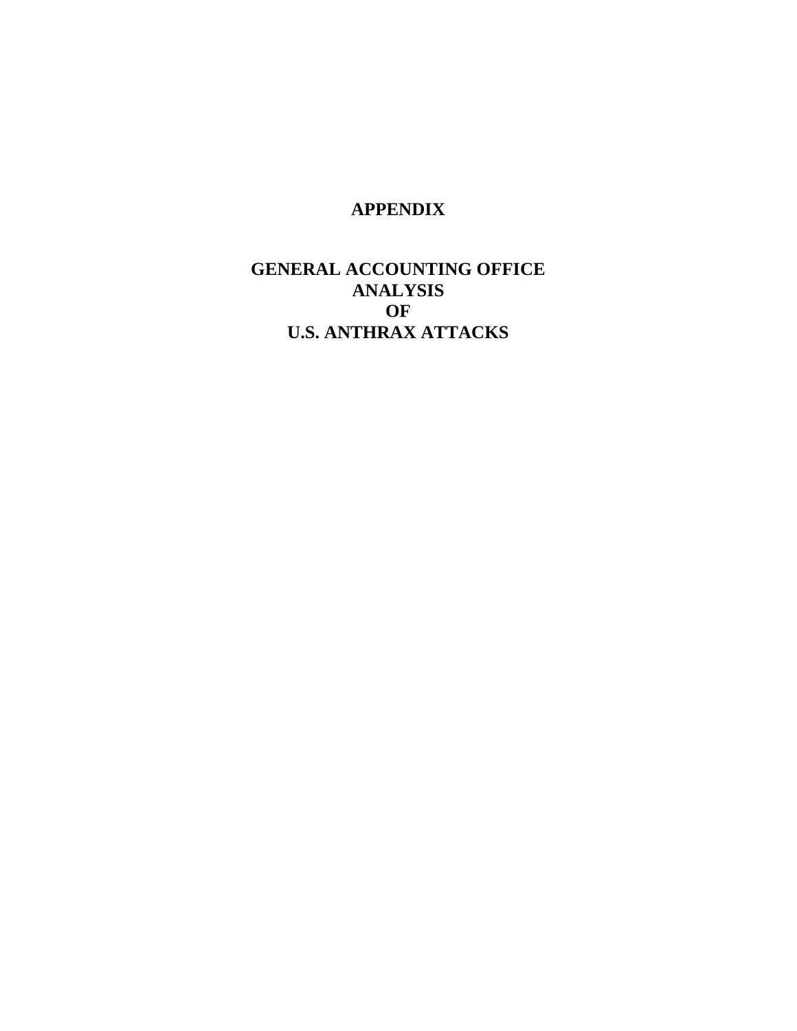# APPENDIX

# GENERAL ACCOUNTING OFFICE ANALYSIS OF U.S. ANTHRAX ATTACKS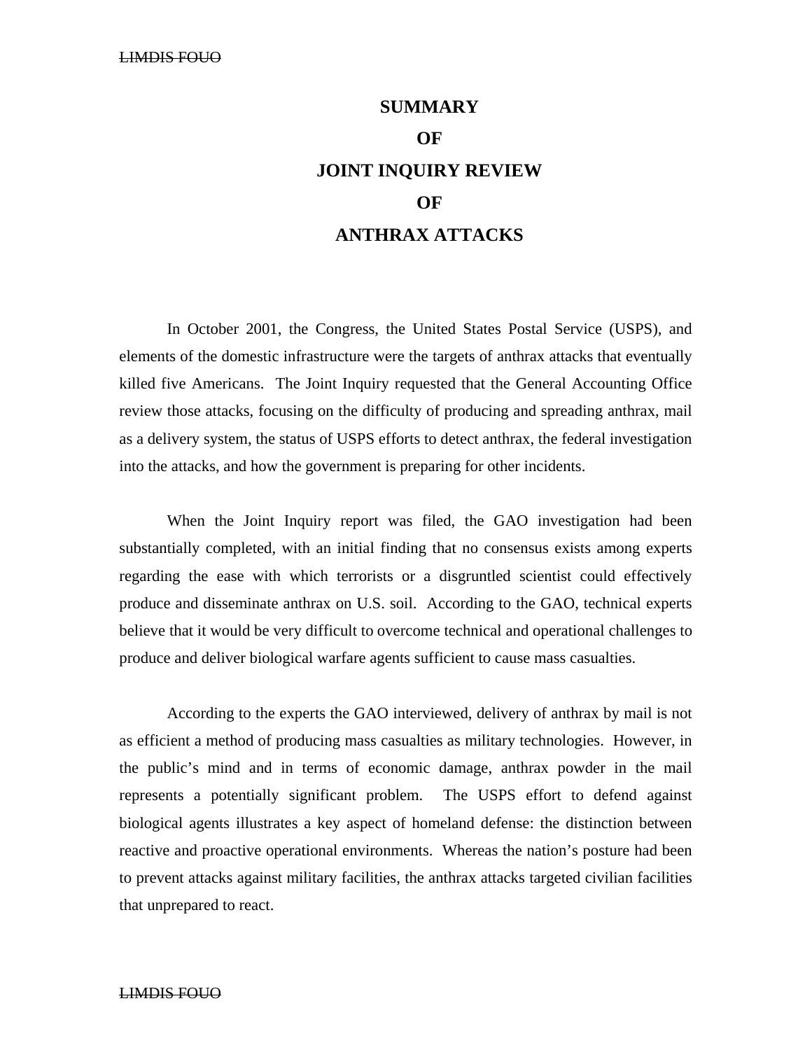# SUMMARY OF JOINT INQUIRY REVIEW OF ANTHRAX ATTACKS

In October 2001, the Congress, the United States Postal Service (USPS), and elements of the domestic infrastructure were the targets of anthrax attacks that eventually killed five Americans. The Joint Inquiry requested that the General Accounting Office review those attacks, focusing on the difficulty of producing and spreading anthrax, mail as a delivery system, the status of USPS efforts to detect anthrax, the federal investigation into the attacks, and how the government is preparing for other incidents.

When the Joint Inquiry report was filed, the GAO investigation had been substantially completed, with an initial finding that no consensus exists among experts regarding the ease with which terrorists or a disgruntled scientist could effectively produce and disseminate anthrax on U.S. soil. According to the GAO, technical experts believe that it would be very difficult to overcome technical and operational challenges to produce and deliver biological warfare agents sufficient to cause mass casualties.

According to the experts the GAO interviewed, delivery of anthrax by mail is not as efficient a method of producing mass casualties as military technologies. However, in the public's mind and in terms of economic damage, anthrax powder in the mail represents a potentially significant problem. The USPS effort to defend against biological agents illustrates a key aspect of homeland defense: the distinction between reactive and proactive operational environments. Whereas the nation's posture had been to prevent attacks against military facilities, the anthrax attacks targeted civilian facilities that unprepared to react.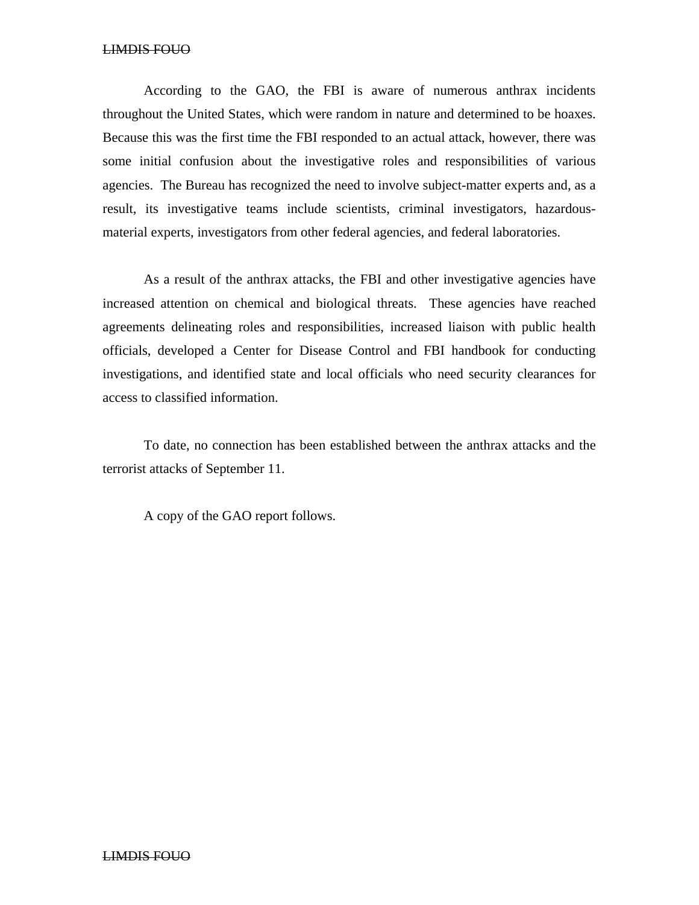According to the GAO, the FBI is aware of numerous anthrax incidents throughout the United States, which were random in nature and determined to be hoaxes. Because this was the first time the FBI responded to an actual attack, however, there was some initial confusion about the investigative roles and responsibilities of various agencies. The Bureau has recognized the need to involve subject-matter experts and, as a result, its investigative teams include scientists, criminal investigators, hazardous-material experts, investigators from other federal agencies, and federal laboratories.

As a result of the anthrax attacks, the FBI and other investigative agencies have increased attention on chemical and biological threats. These agencies have reached agreements delineating roles and responsibilities, increased liaison with public health officials, developed a Center for Disease Control and FBI handbook for conducting investigations, and identified state and local officials who need security clearances for access to classified information.

To date, no connection has been established between the anthrax attacks and the terrorist attacks of September 11.

A copy of the GAO report follows.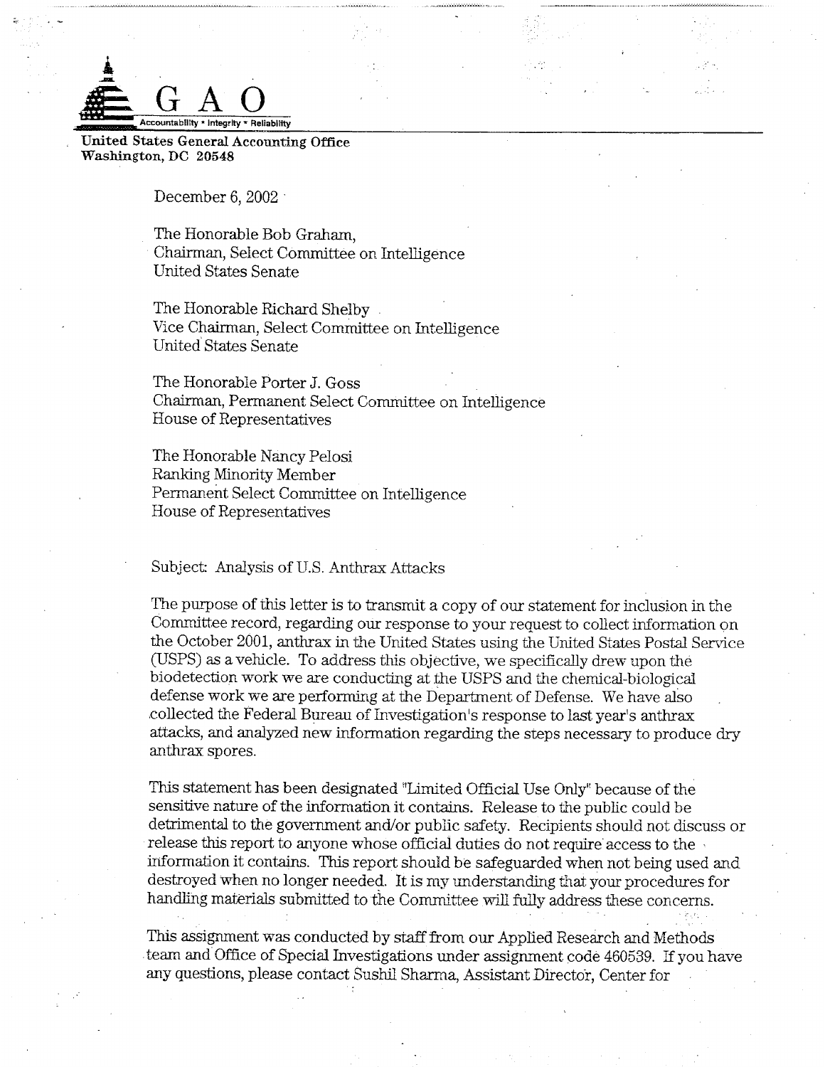GAO

Accountability * Integrity * Reliability

**United States General Accounting Office**
**Washington, DC 20548**

December 6, 2002

The Honorable Bob Graham,
Chairman, Select Committee on Intelligence
United States Senate

The Honorable Richard Shelby
Vice Chairman, Select Committee on Intelligence
United States Senate

The Honorable Porter J. Goss
Chairman, Permanent Select Committee on Intelligence
House of Representatives

The Honorable Nancy Pelosi
Ranking Minority Member
Permanent Select Committee on Intelligence
House of Representatives

Subject: Analysis of U.S. Anthrax Attacks

The purpose of this letter is to transmit a copy of our statement for inclusion in the Committee record, regarding our response to your request to collect information on the October 2001, anthrax in the United States using the United States Postal Service (USPS) as a vehicle. To address this objective, we specifically drew upon the biodetection work we are conducting at the USPS and the chemical-biological defense work we are performing at the Department of Defense. We have also collected the Federal Bureau of Investigation's response to last year's anthrax attacks, and analyzed new information regarding the steps necessary to produce dry anthrax spores.

This statement has been designated "Limited Official Use Only" because of the sensitive nature of the information it contains. Release to the public could be detrimental to the government and/or public safety. Recipients should not discuss or release this report to anyone whose official duties do not require access to the information it contains. This report should be safeguarded when not being used and destroyed when no longer needed. It is my understanding that your procedures for handling materials submitted to the Committee will fully address these concerns.

This assignment was conducted by staff from our Applied Research and Methods team and Office of Special Investigations under assignment code 460539. If you have any questions, please contact Sushil Sharma, Assistant Director, Center for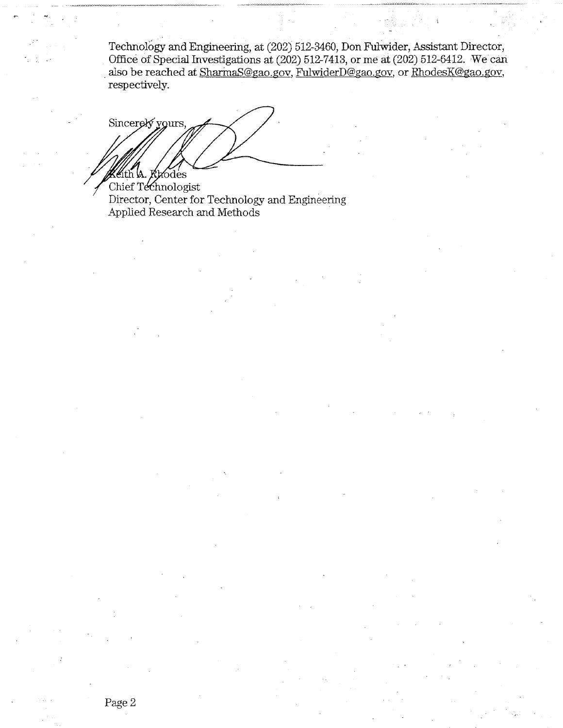Technology and Engineering, at (202) 512-3460, Don Fulwider, Assistant Director, Office of Special Investigations at (202) 512-7413, or me at (202) 512-6412. We can also be reached at SharmaS@gao.gov, FulwiderD@gao.gov, or RhodesK@gao.gov, respectively.

Sincerely yours,

Keith A. Rhodes  
Chief Technologist  
Director, Center for Technology and Engineering  
Applied Research and Methods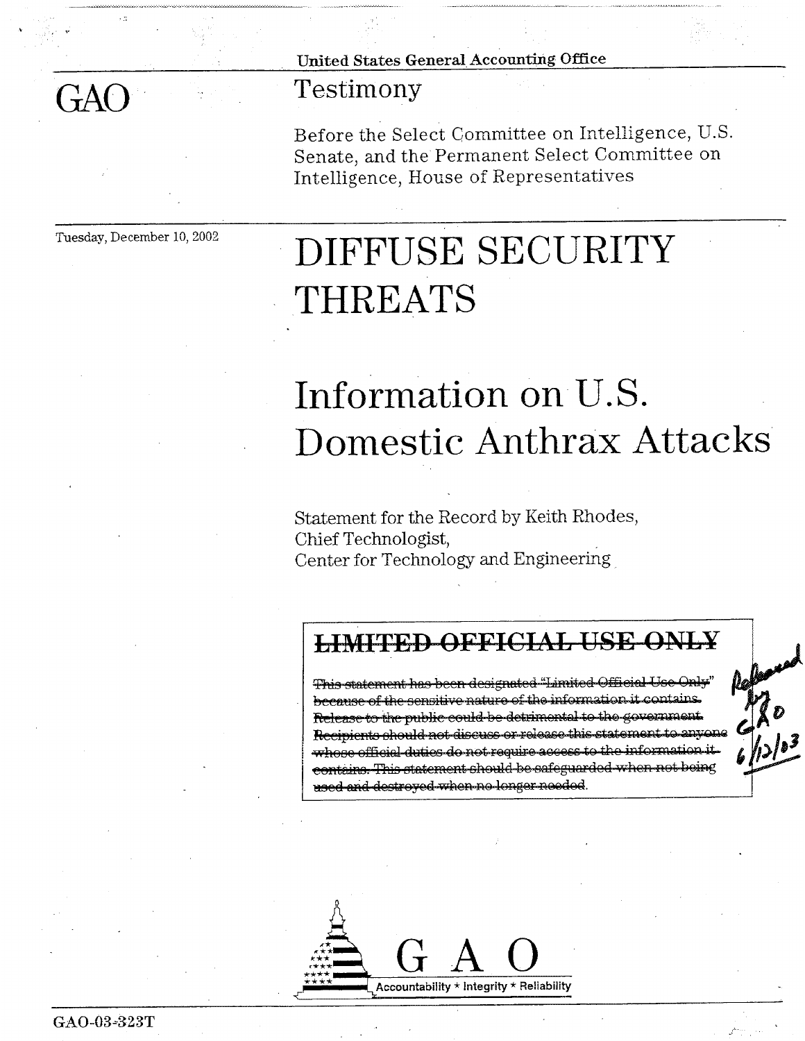United States General Accounting Office

# GAO

## Testimony

Before the Select Committee on Intelligence, U.S. Senate, and the Permanent Select Committee on Intelligence, House of Representatives

Tuesday, December 10, 2002

# DIFFUSE SECURITY THREATS

# Information on U.S. Domestic Anthrax Attacks

Statement for the Record by Keith Rhodes,
Chief Technologist,
Center for Technology and Engineering

~~**LIMITED OFFICIAL USE ONLY**~~

~~This statement has been designated "Limited Official Use Only" because of the sensitive nature of the information it contains. Release to the public could be detrimental to the government. Recipients should not discuss or release this statement to anyone whose official duties do not require access to the information it contains. This statement should be safeguarded when not being used and destroyed when no longer needed.~~

Released by GAO 6/12/03

GAO
Accountability * Integrity * Reliability

GAO-03-323T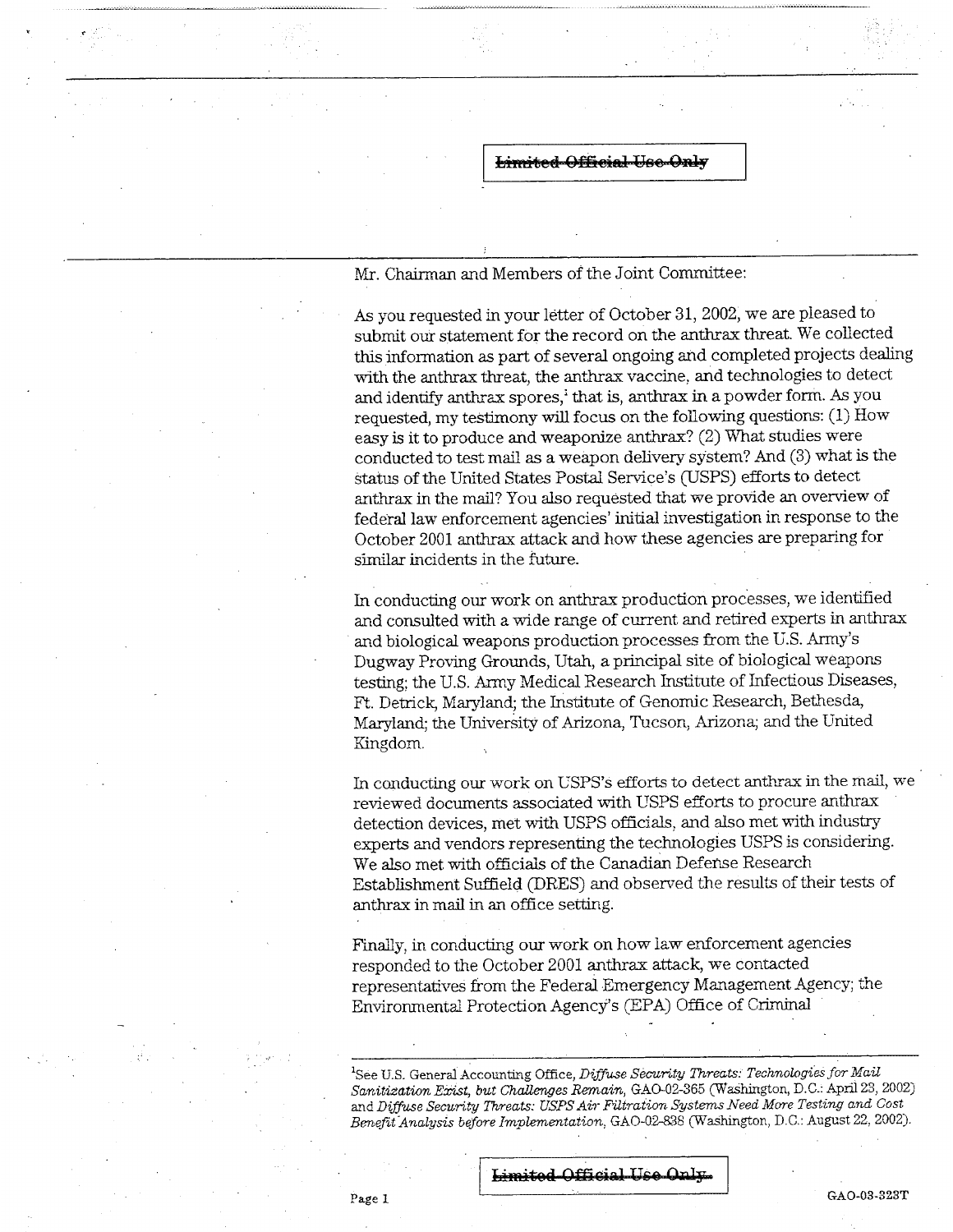~~Limited Official Use Only~~

Mr. Chairman and Members of the Joint Committee:

As you requested in your letter of October 31, 2002, we are pleased to submit our statement for the record on the anthrax threat. We collected this information as part of several ongoing and completed projects dealing with the anthrax threat, the anthrax vaccine, and technologies to detect and identify anthrax spores,[1] that is, anthrax in a powder form. As you requested, my testimony will focus on the following questions: (1) How easy is it to produce and weaponize anthrax? (2) What studies were conducted to test mail as a weapon delivery system? And (3) what is the status of the United States Postal Service's (USPS) efforts to detect anthrax in the mail? You also requested that we provide an overview of federal law enforcement agencies' initial investigation in response to the October 2001 anthrax attack and how these agencies are preparing for similar incidents in the future.

In conducting our work on anthrax production processes, we identified and consulted with a wide range of current and retired experts in anthrax and biological weapons production processes from the U.S. Army's Dugway Proving Grounds, Utah, a principal site of biological weapons testing; the U.S. Army Medical Research Institute of Infectious Diseases, Ft. Detrick, Maryland; the Institute of Genomic Research, Bethesda, Maryland; the University of Arizona, Tucson, Arizona; and the United Kingdom.

In conducting our work on USPS's efforts to detect anthrax in the mail, we reviewed documents associated with USPS efforts to procure anthrax detection devices, met with USPS officials, and also met with industry experts and vendors representing the technologies USPS is considering. We also met with officials of the Canadian Defense Research Establishment Suffield (DRES) and observed the results of their tests of anthrax in mail in an office setting.

Finally, in conducting our work on how law enforcement agencies responded to the October 2001 anthrax attack, we contacted representatives from the Federal Emergency Management Agency; the Environmental Protection Agency's (EPA) Office of Criminal

[1] See U.S. General Accounting Office, *Diffuse Security Threats: Technologies for Mail Sanitization Exist, but Challenges Remain*, GAO-02-365 (Washington, D.C.: April 23, 2002) and *Diffuse Security Threats: USPS Air Filtration Systems Need More Testing and Cost Benefit Analysis before Implementation*, GAO-02-838 (Washington, D.C.: August 22, 2002).

~~Limited Official Use Only~~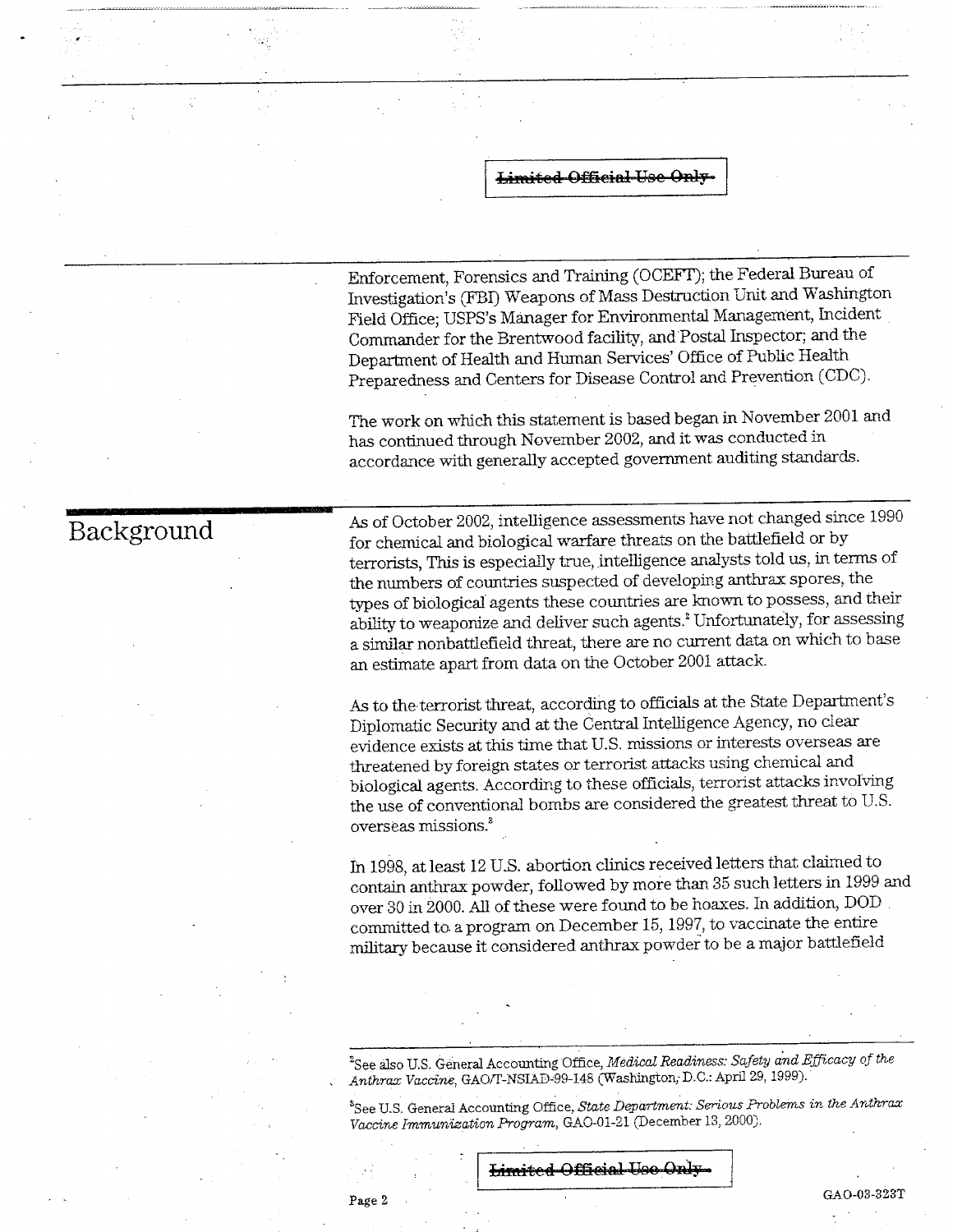Enforcement, Forensics and Training (OCEFT); the Federal Bureau of Investigation's (FBI) Weapons of Mass Destruction Unit and Washington Field Office; USPS's Manager for Environmental Management, Incident Commander for the Brentwood facility, and Postal Inspector; and the Department of Health and Human Services' Office of Public Health Preparedness and Centers for Disease Control and Prevention (CDC).

The work on which this statement is based began in November 2001 and has continued through November 2002, and it was conducted in accordance with generally accepted government auditing standards.

## Background

As of October 2002, intelligence assessments have not changed since 1990 for chemical and biological warfare threats on the battlefield or by terrorists, This is especially true, intelligence analysts told us, in terms of the numbers of countries suspected of developing anthrax spores, the types of biological agents these countries are known to possess, and their ability to weaponize and deliver such agents.[2] Unfortunately, for assessing a similar nonbattlefield threat, there are no current data on which to base an estimate apart from data on the October 2001 attack.

As to the terrorist threat, according to officials at the State Department's Diplomatic Security and at the Central Intelligence Agency, no clear evidence exists at this time that U.S. missions or interests overseas are threatened by foreign states or terrorist attacks using chemical and biological agents. According to these officials, terrorist attacks involving the use of conventional bombs are considered the greatest threat to U.S. overseas missions.[3]

In 1998, at least 12 U.S. abortion clinics received letters that claimed to contain anthrax powder, followed by more than 35 such letters in 1999 and over 30 in 2000. All of these were found to be hoaxes. In addition, DOD committed to a program on December 15, 1997, to vaccinate the entire military because it considered anthrax powder to be a major battlefield

---

[2]See also U.S. General Accounting Office, *Medical Readiness: Safety and Efficacy of the Anthrax Vaccine*, GAO/T-NSIAD-99-148 (Washington, D.C.: April 29, 1999).

[3]See U.S. General Accounting Office, *State Department: Serious Problems in the Anthrax Vaccine Immunization Program*, GAO-01-21 (December 13, 2000).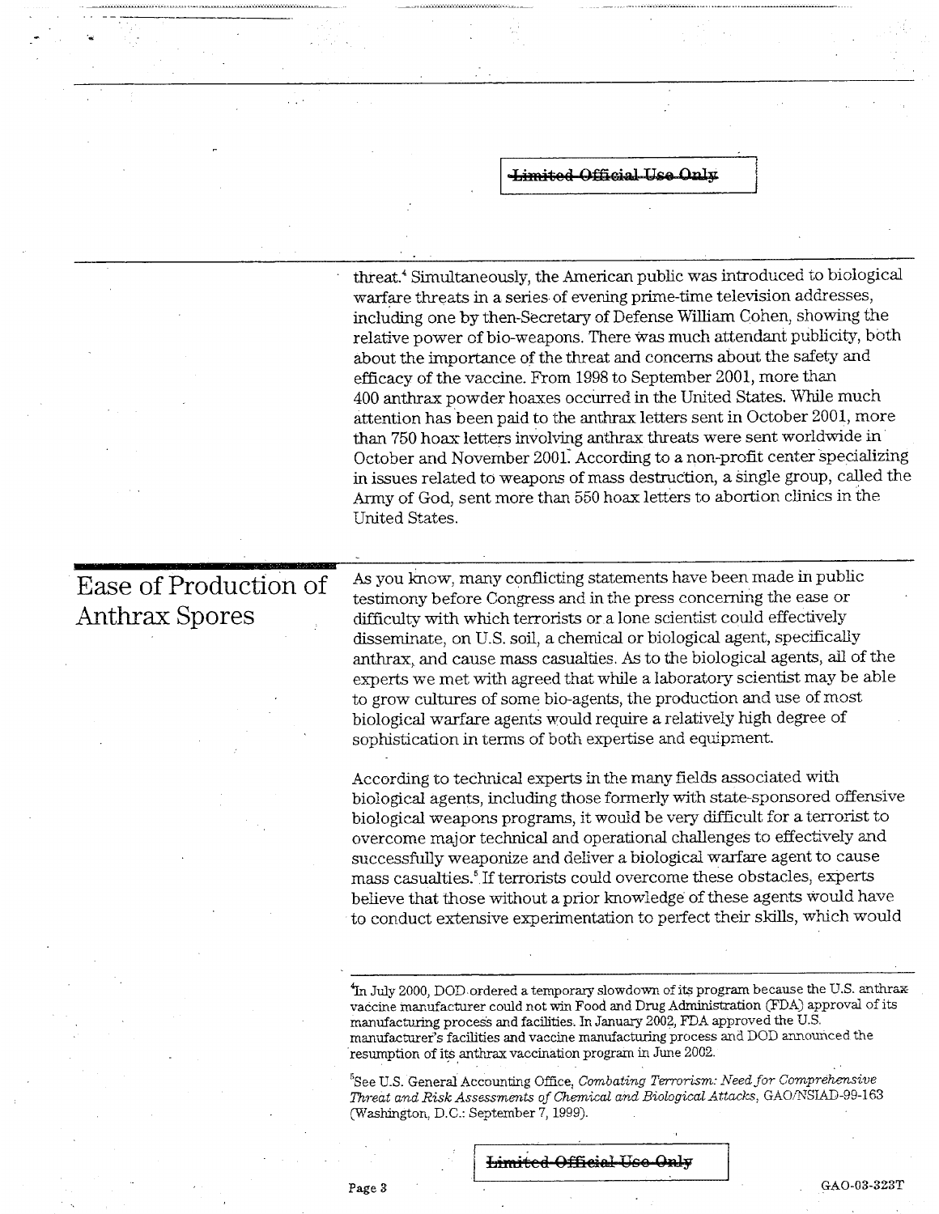threat.[4] Simultaneously, the American public was introduced to biological warfare threats in a series of evening prime-time television addresses, including one by then-Secretary of Defense William Cohen, showing the relative power of bio-weapons. There was much attendant publicity, both about the importance of the threat and concerns about the safety and efficacy of the vaccine. From 1998 to September 2001, more than 400 anthrax powder hoaxes occurred in the United States. While much attention has been paid to the anthrax letters sent in October 2001, more than 750 hoax letters involving anthrax threats were sent worldwide in October and November 2001. According to a non-profit center specializing in issues related to weapons of mass destruction, a single group, called the Army of God, sent more than 550 hoax letters to abortion clinics in the United States.

## Ease of Production of Anthrax Spores

As you know, many conflicting statements have been made in public testimony before Congress and in the press concerning the ease or difficulty with which terrorists or a lone scientist could effectively disseminate, on U.S. soil, a chemical or biological agent, specifically anthrax, and cause mass casualties. As to the biological agents, all of the experts we met with agreed that while a laboratory scientist may be able to grow cultures of some bio-agents, the production and use of most biological warfare agents would require a relatively high degree of sophistication in terms of both expertise and equipment.

According to technical experts in the many fields associated with biological agents, including those formerly with state-sponsored offensive biological weapons programs, it would be very difficult for a terrorist to overcome major technical and operational challenges to effectively and successfully weaponize and deliver a biological warfare agent to cause mass casualties.[5] If terrorists could overcome these obstacles, experts believe that those without a prior knowledge of these agents would have to conduct extensive experimentation to perfect their skills, which would

[4] In July 2000, DOD ordered a temporary slowdown of its program because the U.S. anthrax vaccine manufacturer could not win Food and Drug Administration (FDA) approval of its manufacturing process and facilities. In January 2002, FDA approved the U.S. manufacturer's facilities and vaccine manufacturing process and DOD announced the resumption of its anthrax vaccination program in June 2002.

[5] See U.S. General Accounting Office, *Combating Terrorism: Need for Comprehensive Threat and Risk Assessments of Chemical and Biological Attacks*, GAO/NSIAD-99-163 (Washington, D.C.: September 7, 1999).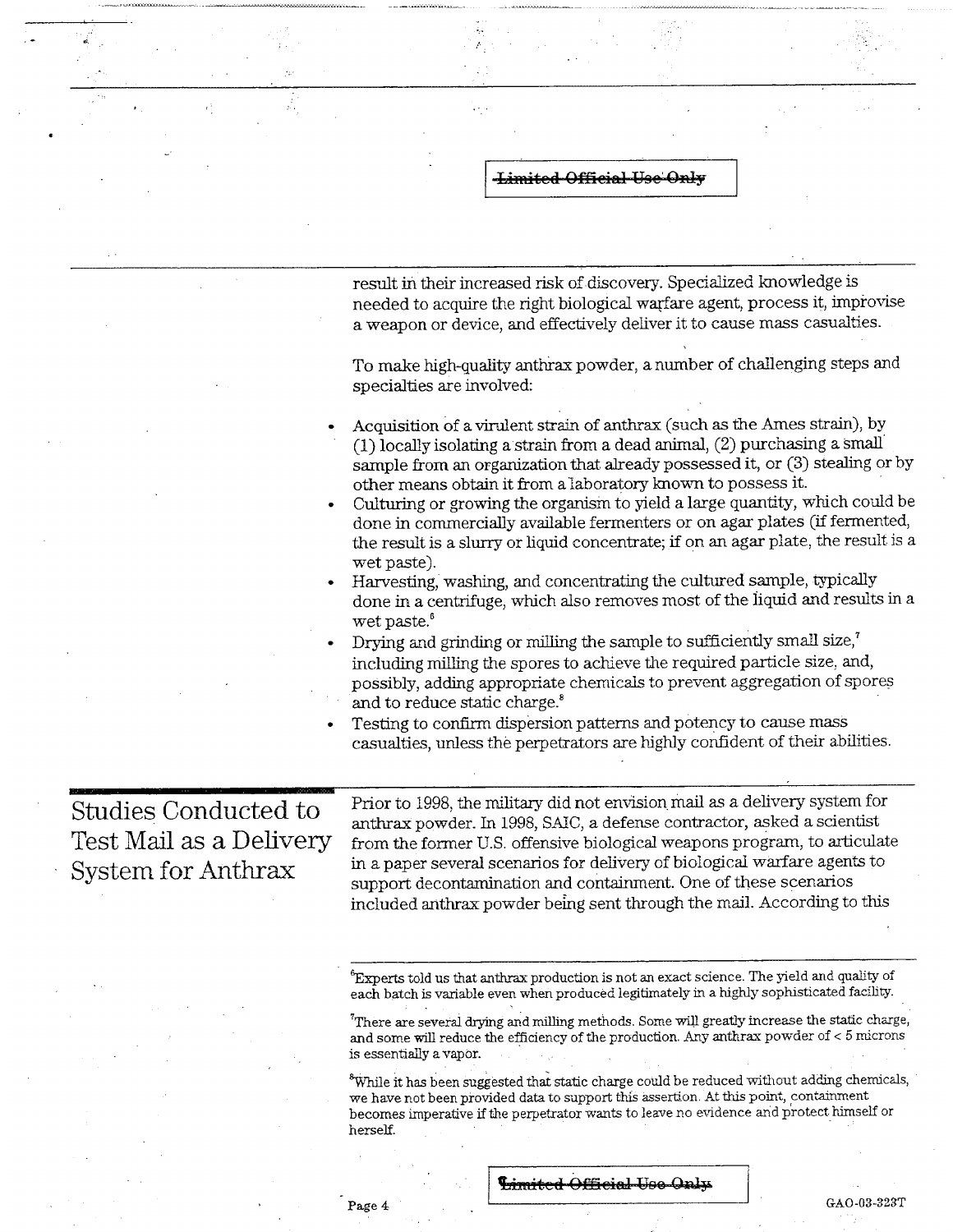result in their increased risk of discovery. Specialized knowledge is needed to acquire the right biological warfare agent, process it, improvise a weapon or device, and effectively deliver it to cause mass casualties.

To make high-quality anthrax powder, a number of challenging steps and specialties are involved:

- Acquisition of a virulent strain of anthrax (such as the Ames strain), by (1) locally isolating a strain from a dead animal, (2) purchasing a small sample from an organization that already possessed it, or (3) stealing or by other means obtain it from a laboratory known to possess it.
- Culturing or growing the organism to yield a large quantity, which could be done in commercially available fermenters or on agar plates (if fermented, the result is a slurry or liquid concentrate; if on an agar plate, the result is a wet paste).
- Harvesting, washing, and concentrating the cultured sample, typically done in a centrifuge, which also removes most of the liquid and results in a wet paste.[6]
- Drying and grinding or milling the sample to sufficiently small size,[7] including milling the spores to achieve the required particle size, and, possibly, adding appropriate chemicals to prevent aggregation of spores and to reduce static charge.[8]
- Testing to confirm dispersion patterns and potency to cause mass casualties, unless the perpetrators are highly confident of their abilities.

## Studies Conducted to Test Mail as a Delivery System for Anthrax

Prior to 1998, the military did not envision mail as a delivery system for anthrax powder. In 1998, SAIC, a defense contractor, asked a scientist from the former U.S. offensive biological weapons program, to articulate in a paper several scenarios for delivery of biological warfare agents to support decontamination and containment. One of these scenarios included anthrax powder being sent through the mail. According to this

---

[6] Experts told us that anthrax production is not an exact science. The yield and quality of each batch is variable even when produced legitimately in a highly sophisticated facility.

[7] There are several drying and milling methods. Some will greatly increase the static charge, and some will reduce the efficiency of the production. Any anthrax powder of < 5 microns is essentially a vapor.

[8] While it has been suggested that static charge could be reduced without adding chemicals, we have not been provided data to support this assertion. At this point, containment becomes imperative if the perpetrator wants to leave no evidence and protect himself or herself.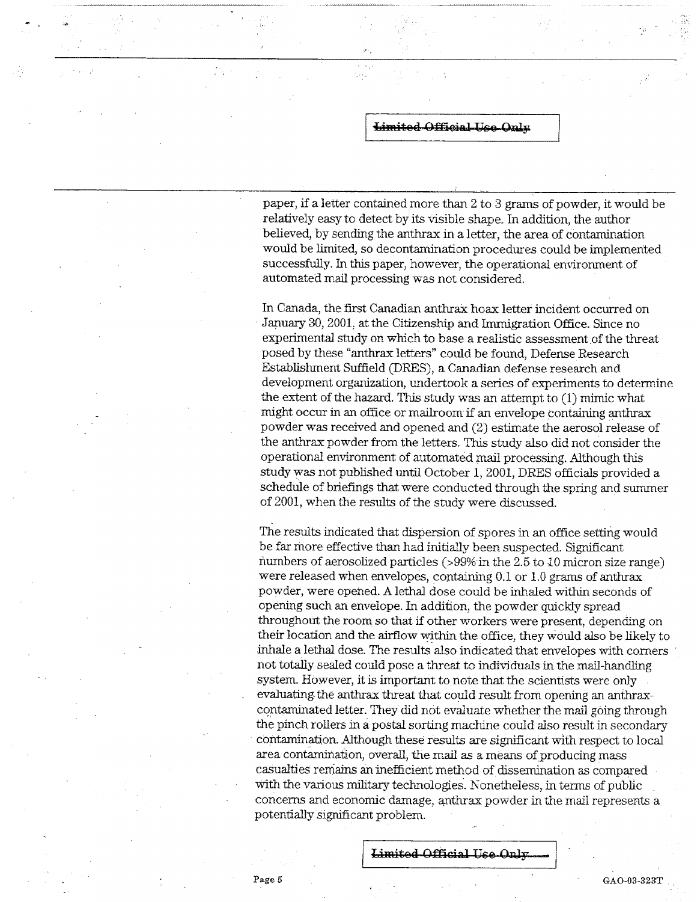paper, if a letter contained more than 2 to 3 grams of powder, it would be relatively easy to detect by its visible shape. In addition, the author believed, by sending the anthrax in a letter, the area of contamination would be limited, so decontamination procedures could be implemented successfully. In this paper, however, the operational environment of automated mail processing was not considered.

In Canada, the first Canadian anthrax hoax letter incident occurred on January 30, 2001, at the Citizenship and Immigration Office. Since no experimental study on which to base a realistic assessment of the threat posed by these "anthrax letters" could be found, Defense Research Establishment Suffield (DRES), a Canadian defense research and development organization, undertook a series of experiments to determine the extent of the hazard. This study was an attempt to (1) mimic what might occur in an office or mailroom if an envelope containing anthrax powder was received and opened and (2) estimate the aerosol release of the anthrax powder from the letters. This study also did not consider the operational environment of automated mail processing. Although this study was not published until October 1, 2001, DRES officials provided a schedule of briefings that were conducted through the spring and summer of 2001, when the results of the study were discussed.

The results indicated that dispersion of spores in an office setting would be far more effective than had initially been suspected. Significant numbers of aerosolized particles (>99% in the 2.5 to 10 micron size range) were released when envelopes, containing 0.1 or 1.0 grams of anthrax powder, were opened. A lethal dose could be inhaled within seconds of opening such an envelope. In addition, the powder quickly spread throughout the room so that if other workers were present, depending on their location and the airflow within the office, they would also be likely to inhale a lethal dose. The results also indicated that envelopes with corners not totally sealed could pose a threat to individuals in the mail-handling system. However, it is important to note that the scientists were only evaluating the anthrax threat that could result from opening an anthrax-contaminated letter. They did not evaluate whether the mail going through the pinch rollers in a postal sorting machine could also result in secondary contamination. Although these results are significant with respect to local area contamination, overall, the mail as a means of producing mass casualties remains an inefficient method of dissemination as compared with the various military technologies. Nonetheless, in terms of public concerns and economic damage, anthrax powder in the mail represents a potentially significant problem.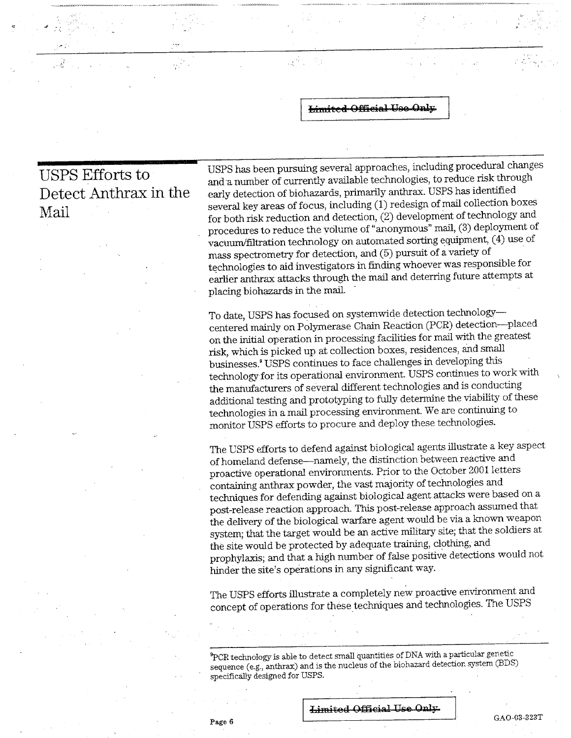~~Limited Official Use Only~~

## USPS Efforts to Detect Anthrax in the Mail

USPS has been pursuing several approaches, including procedural changes and a number of currently available technologies, to reduce risk through early detection of biohazards, primarily anthrax. USPS has identified several key areas of focus, including (1) redesign of mail collection boxes for both risk reduction and detection, (2) development of technology and procedures to reduce the volume of "anonymous" mail, (3) deployment of vacuum/filtration technology on automated sorting equipment, (4) use of mass spectrometry for detection, and (5) pursuit of a variety of technologies to aid investigators in finding whoever was responsible for earlier anthrax attacks through the mail and deterring future attempts at placing biohazards in the mail.

To date, USPS has focused on systemwide detection technology—centered mainly on Polymerase Chain Reaction (PCR) detection—placed on the initial operation in processing facilities for mail with the greatest risk, which is picked up at collection boxes, residences, and small businesses.[9] USPS continues to face challenges in developing this technology for its operational environment. USPS continues to work with the manufacturers of several different technologies and is conducting additional testing and prototyping to fully determine the viability of these technologies in a mail processing environment. We are continuing to monitor USPS efforts to procure and deploy these technologies.

The USPS efforts to defend against biological agents illustrate a key aspect of homeland defense—namely, the distinction between reactive and proactive operational environments. Prior to the October 2001 letters containing anthrax powder, the vast majority of technologies and techniques for defending against biological agent attacks were based on a post-release reaction approach. This post-release approach assumed that the delivery of the biological warfare agent would be via a known weapon system; that the target would be an active military site; that the soldiers at the site would be protected by adequate training, clothing, and prophylaxis; and that a high number of false positive detections would not hinder the site's operations in any significant way.

The USPS efforts illustrate a completely new proactive environment and concept of operations for these techniques and technologies. The USPS

[9] PCR technology is able to detect small quantities of DNA with a particular genetic sequence (e.g., anthrax) and is the nucleus of the biohazard detection system (BDS) specifically designed for USPS.

~~Limited Official Use Only~~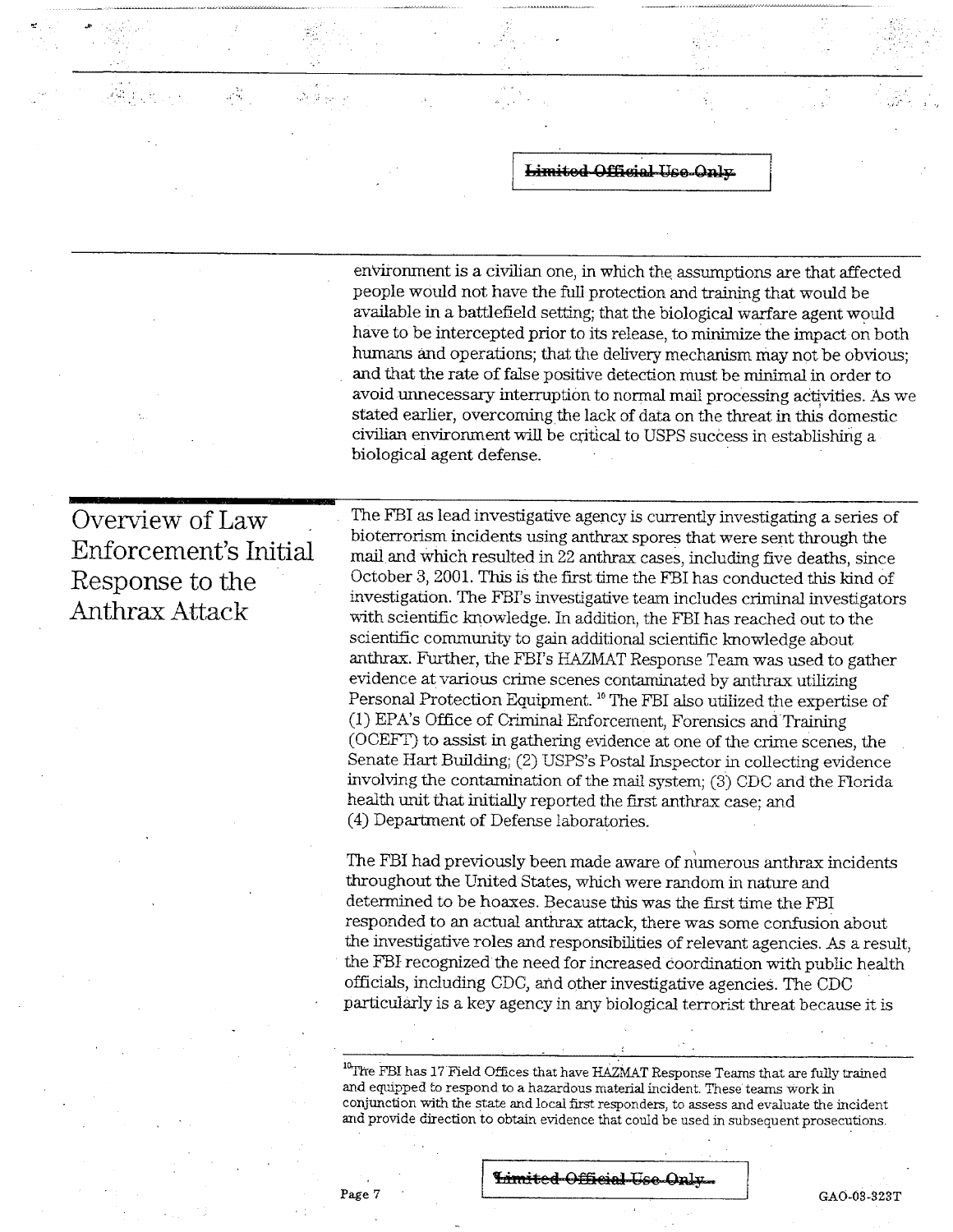environment is a civilian one, in which the assumptions are that affected people would not have the full protection and training that would be available in a battlefield setting; that the biological warfare agent would have to be intercepted prior to its release, to minimize the impact on both humans and operations; that the delivery mechanism may not be obvious; and that the rate of false positive detection must be minimal in order to avoid unnecessary interruption to normal mail processing activities. As we stated earlier, overcoming the lack of data on the threat in this domestic civilian environment will be critical to USPS success in establishing a biological agent defense.

## Overview of Law Enforcement's Initial Response to the Anthrax Attack

The FBI as lead investigative agency is currently investigating a series of bioterrorism incidents using anthrax spores that were sent through the mail and which resulted in 22 anthrax cases, including five deaths, since October 3, 2001. This is the first time the FBI has conducted this kind of investigation. The FBI's investigative team includes criminal investigators with scientific knowledge. In addition, the FBI has reached out to the scientific community to gain additional scientific knowledge about anthrax. Further, the FBI's HAZMAT Response Team was used to gather evidence at various crime scenes contaminated by anthrax utilizing Personal Protection Equipment.[10] The FBI also utilized the expertise of (1) EPA's Office of Criminal Enforcement, Forensics and Training (OCEFT) to assist in gathering evidence at one of the crime scenes, the Senate Hart Building; (2) USPS's Postal Inspector in collecting evidence involving the contamination of the mail system; (3) CDC and the Florida health unit that initially reported the first anthrax case; and (4) Department of Defense laboratories.

The FBI had previously been made aware of numerous anthrax incidents throughout the United States, which were random in nature and determined to be hoaxes. Because this was the first time the FBI responded to an actual anthrax attack, there was some confusion about the investigative roles and responsibilities of relevant agencies. As a result, the FBI recognized the need for increased coordination with public health officials, including CDC, and other investigative agencies. The CDC particularly is a key agency in any biological terrorist threat because it is

[10] The FBI has 17 Field Offices that have HAZMAT Response Teams that are fully trained and equipped to respond to a hazardous material incident. These teams work in conjunction with the state and local first responders, to assess and evaluate the incident and provide direction to obtain evidence that could be used in subsequent prosecutions.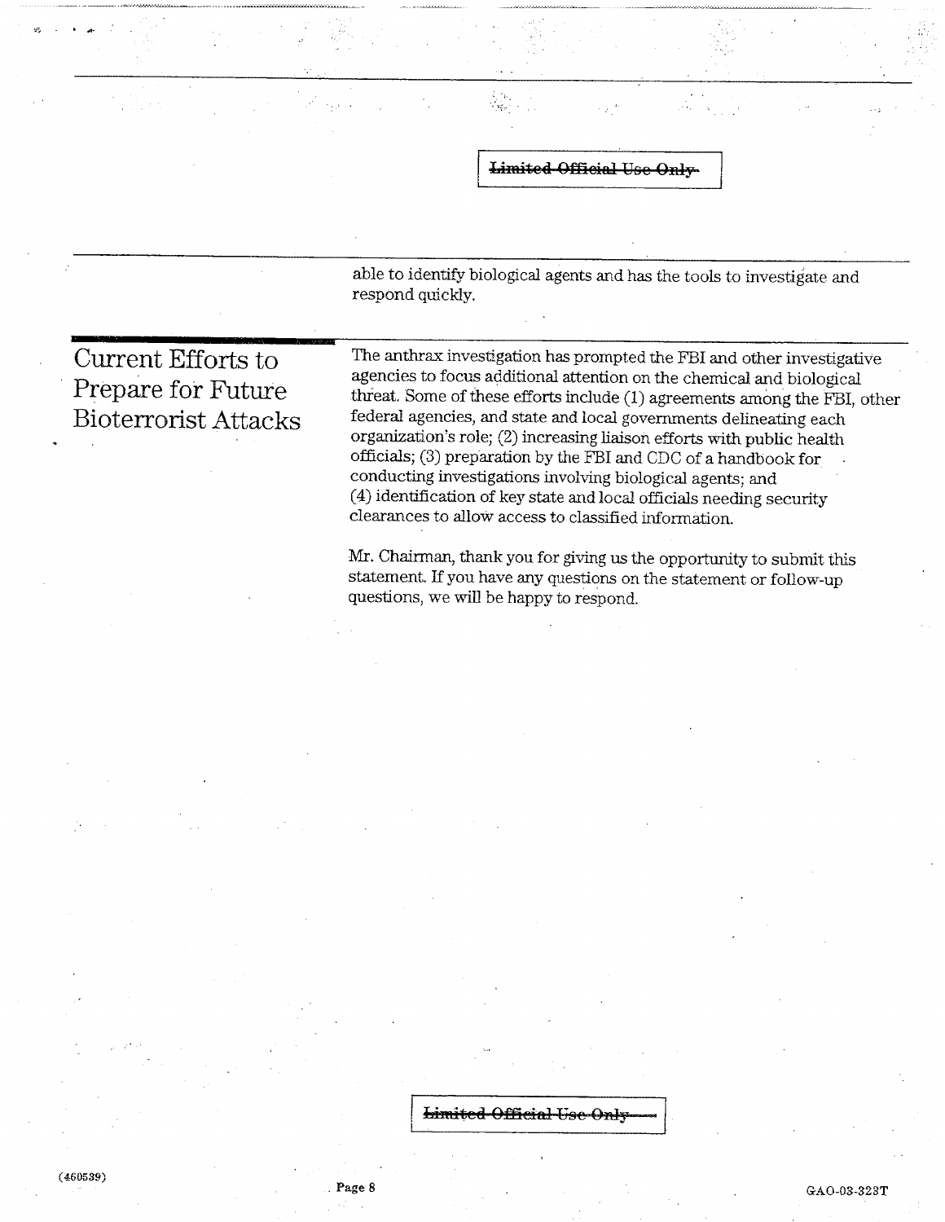able to identify biological agents and has the tools to investigate and respond quickly.

## Current Efforts to Prepare for Future Bioterrorist Attacks

The anthrax investigation has prompted the FBI and other investigative agencies to focus additional attention on the chemical and biological threat. Some of these efforts include (1) agreements among the FBI, other federal agencies, and state and local governments delineating each organization's role; (2) increasing liaison efforts with public health officials; (3) preparation by the FBI and CDC of a handbook for conducting investigations involving biological agents; and (4) identification of key state and local officials needing security clearances to allow access to classified information.

Mr. Chairman, thank you for giving us the opportunity to submit this statement. If you have any questions on the statement or follow-up questions, we will be happy to respond.

(460539)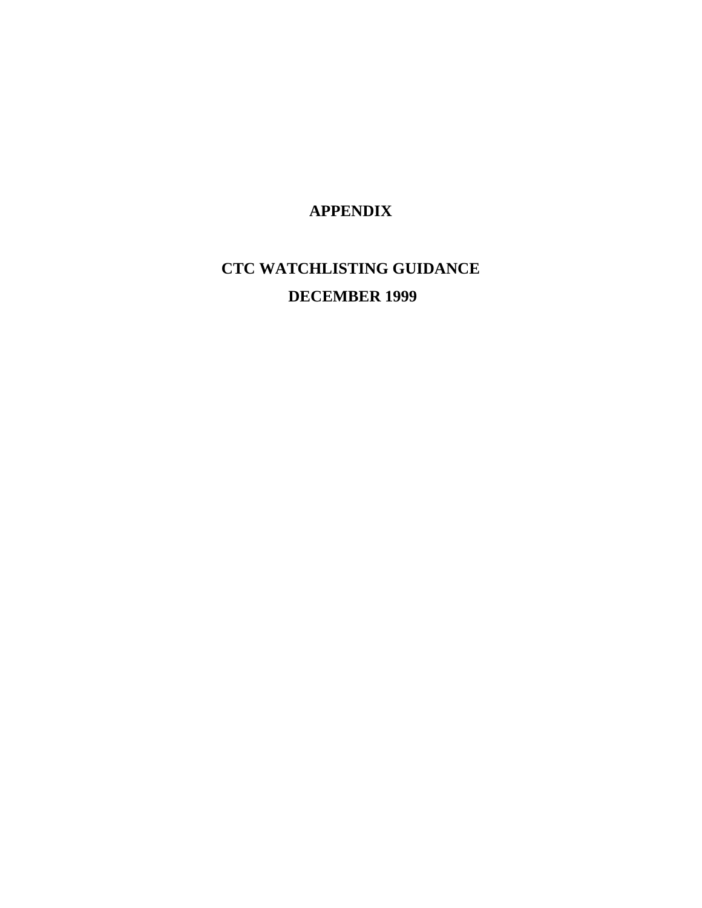# APPENDIX

## CTC WATCHLISTING GUIDANCE

## DECEMBER 1999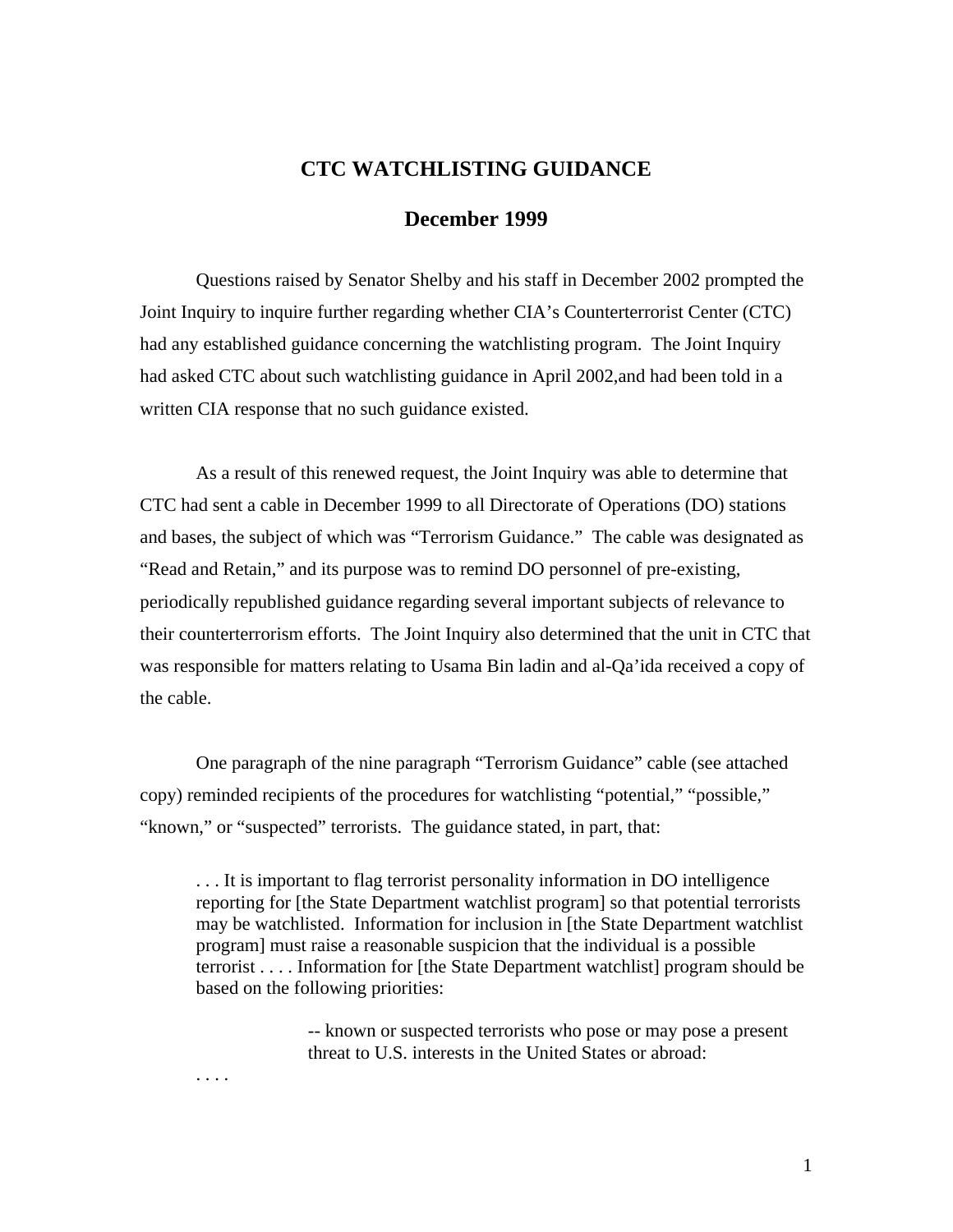# CTC WATCHLISTING GUIDANCE

## December 1999

Questions raised by Senator Shelby and his staff in December 2002 prompted the Joint Inquiry to inquire further regarding whether CIA's Counterterrorist Center (CTC) had any established guidance concerning the watchlisting program. The Joint Inquiry had asked CTC about such watchlisting guidance in April 2002,and had been told in a written CIA response that no such guidance existed.

As a result of this renewed request, the Joint Inquiry was able to determine that CTC had sent a cable in December 1999 to all Directorate of Operations (DO) stations and bases, the subject of which was "Terrorism Guidance." The cable was designated as "Read and Retain," and its purpose was to remind DO personnel of pre-existing, periodically republished guidance regarding several important subjects of relevance to their counterterrorism efforts. The Joint Inquiry also determined that the unit in CTC that was responsible for matters relating to Usama Bin ladin and al-Qa'ida received a copy of the cable.

One paragraph of the nine paragraph "Terrorism Guidance" cable (see attached copy) reminded recipients of the procedures for watchlisting "potential," "possible," "known," or "suspected" terrorists. The guidance stated, in part, that:

> . . . It is important to flag terrorist personality information in DO intelligence reporting for [the State Department watchlist program] so that potential terrorists may be watchlisted. Information for inclusion in [the State Department watchlist program] must raise a reasonable suspicion that the individual is a possible terrorist . . . . Information for [the State Department watchlist] program should be based on the following priorities:
>
> > -- known or suspected terrorists who pose or may pose a present threat to U.S. interests in the United States or abroad:
>
> . . . .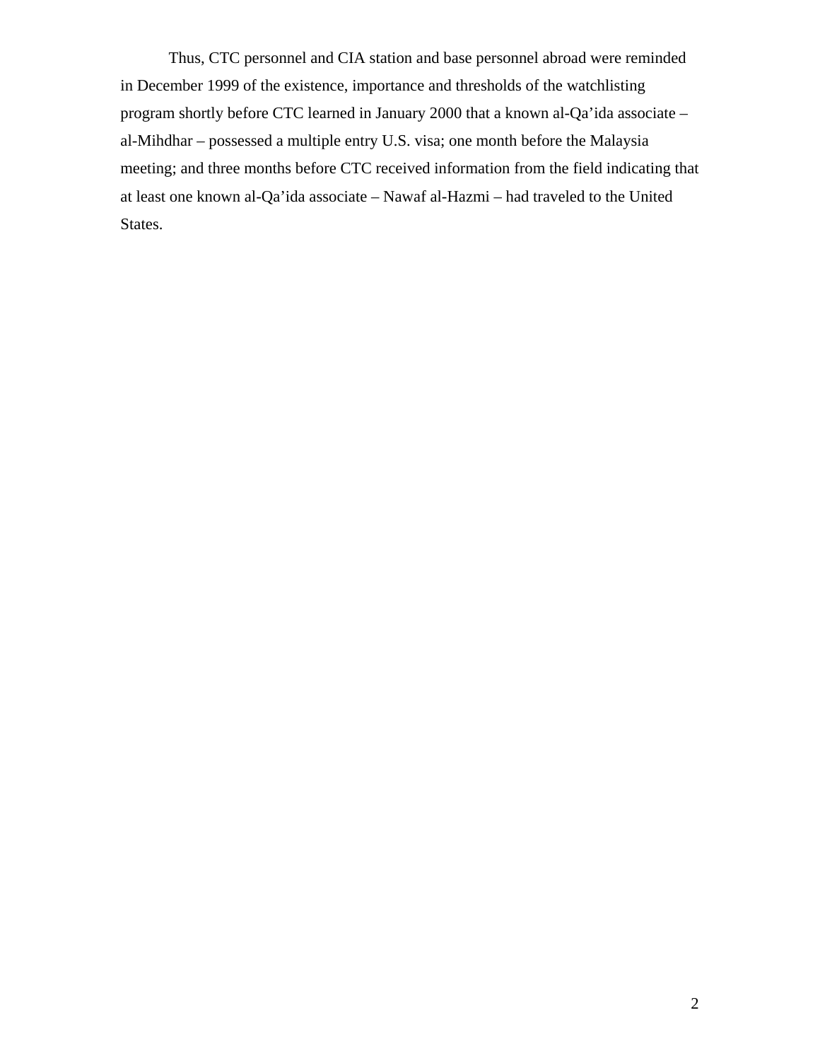Thus, CTC personnel and CIA station and base personnel abroad were reminded in December 1999 of the existence, importance and thresholds of the watchlisting program shortly before CTC learned in January 2000 that a known al-Qa'ida associate – al-Mihdhar – possessed a multiple entry U.S. visa; one month before the Malaysia meeting; and three months before CTC received information from the field indicating that at least one known al-Qa'ida associate – Nawaf al-Hazmi – had traveled to the United States.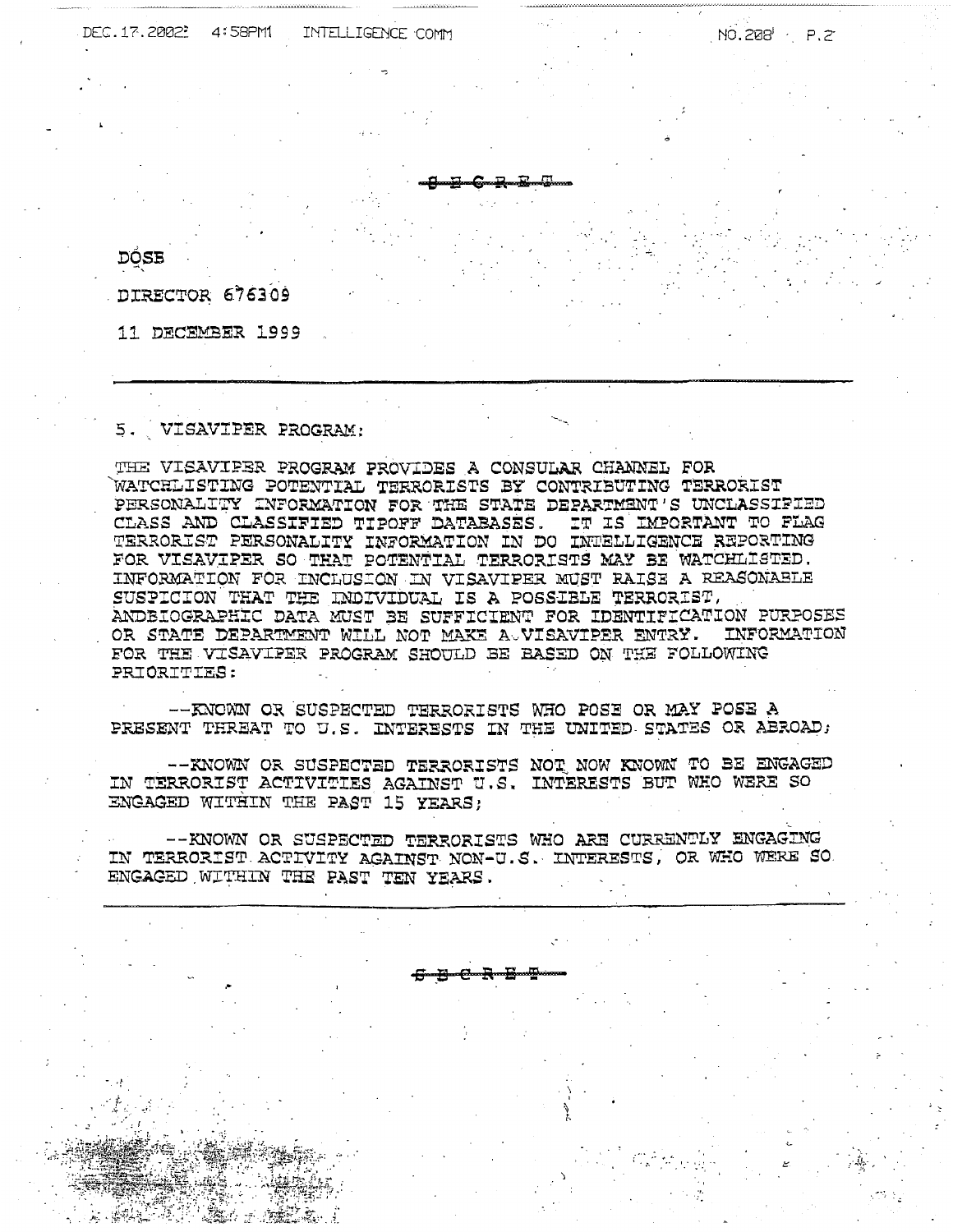SECRET

DOSE

DIRECTOR 676309

11 DECEMBER 1999

---

5. VISAVIPER PROGRAM:

THE VISAVIPER PROGRAM PROVIDES A CONSULAR CHANNEL FOR WATCHLISTING POTENTIAL TERRORISTS BY CONTRIBUTING TERRORIST PERSONALITY INFORMATION FOR THE STATE DEPARTMENT'S UNCLASSIFIED CLASS AND CLASSIFIED TIPOFF DATABASES. IT IS IMPORTANT TO FLAG TERRORIST PERSONALITY INFORMATION IN DO INTELLIGENCE REPORTING FOR VISAVIPER SO THAT POTENTIAL TERRORISTS MAY BE WATCHLISTED. INFORMATION FOR INCLUSION IN VISAVIPER MUST RAISE A REASONABLE SUSPICION THAT THE INDIVIDUAL IS A POSSIBLE TERRORIST, ANDBIOGRAPHIC DATA MUST BE SUFFICIENT FOR IDENTIFICATION PURPOSES OR STATE DEPARTMENT WILL NOT MAKE A VISAVIPER ENTRY. INFORMATION FOR THE VISAVIPER PROGRAM SHOULD BE BASED ON THE FOLLOWING PRIORITIES:

--KNOWN OR SUSPECTED TERRORISTS WHO POSE OR MAY POSE A PRESENT THREAT TO U.S. INTERESTS IN THE UNITED STATES OR ABROAD;

--KNOWN OR SUSPECTED TERRORISTS NOT NOW KNOWN TO BE ENGAGED IN TERRORIST ACTIVITIES AGAINST U.S. INTERESTS BUT WHO WERE SO ENGAGED WITHIN THE PAST 15 YEARS;

--KNOWN OR SUSPECTED TERRORISTS WHO ARE CURRENTLY ENGAGING IN TERRORIST ACTIVITY AGAINST NON-U.S. INTERESTS, OR WHO WERE SO ENGAGED WITHIN THE PAST TEN YEARS.

---

SECRET